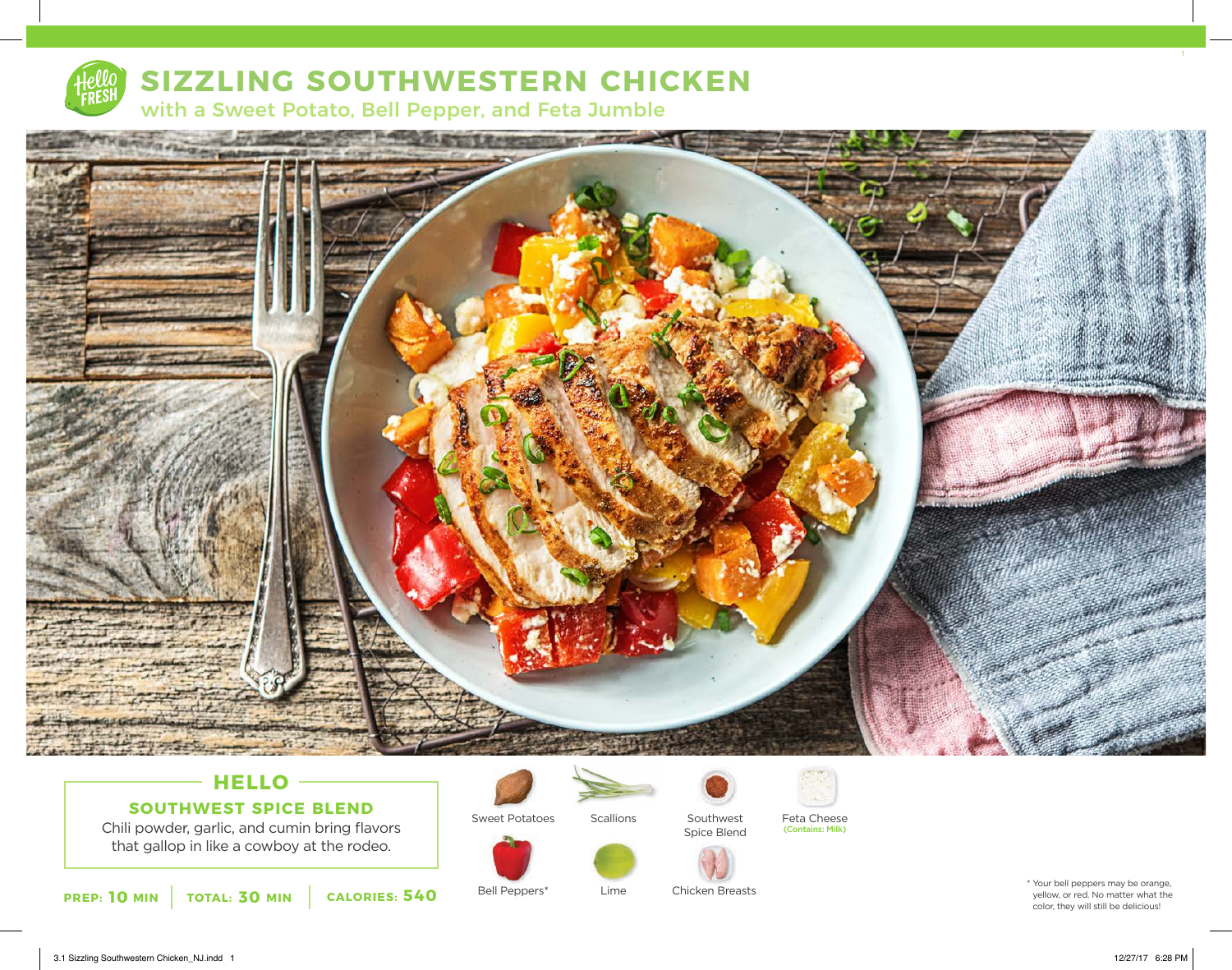# SIZZLING SOUTHWESTERN CHICKEN

## with a Sweet Potato, Bell Pepper, and Feta Jumble

### HELLO

**SOUTHWEST SPICE BLEND**

Chili powder, garlic, and cumin bring flavors that gallop in like a cowboy at the rodeo.

**PREP: 10 MIN** | **TOTAL: 30 MIN** | **CALORIES: 540**

- Sweet Potatoes
- Scallions
- Southwest Spice Blend
- Feta Cheese (Contains: Milk)
- Bell Peppers*
- Lime
- Chicken Breasts

\* Your bell peppers may be orange, yellow, or red. No matter what the color, they will still be delicious!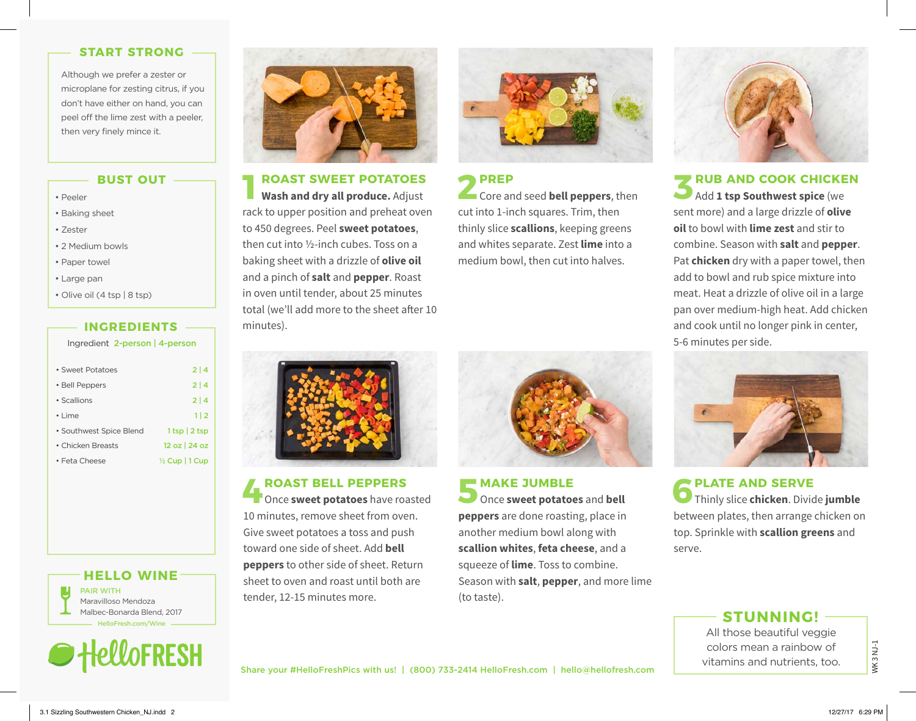## START STRONG

Although we prefer a zester or microplane for zesting citrus, if you don't have either on hand, you can peel off the lime zest with a peeler, then very finely mince it.

## BUST OUT

- Peeler
- Baking sheet
- Zester
- 2 Medium bowls
- Paper towel
- Large pan
- Olive oil (4 tsp | 8 tsp)

## INGREDIENTS

| Ingredient | 2-person \| 4-person |
|---|---|
| Sweet Potatoes | 2 \| 4 |
| Bell Peppers | 2 \| 4 |
| Scallions | 2 \| 4 |
| Lime | 1 \| 2 |
| Southwest Spice Blend | 1 tsp \| 2 tsp |
| Chicken Breasts | 12 oz \| 24 oz |
| Feta Cheese | ½ Cup \| 1 Cup |

## HELLO WINE

PAIR WITH
Maravilloso Mendoza
Malbec-Bonarda Blend, 2017

HelloFresh.com/Wine

HelloFRESH

## 1 ROAST SWEET POTATOES

**Wash and dry all produce.** Adjust rack to upper position and preheat oven to 450 degrees. Peel **sweet potatoes**, then cut into ½-inch cubes. Toss on a baking sheet with a drizzle of **olive oil** and a pinch of **salt** and **pepper**. Roast in oven until tender, about 25 minutes total (we'll add more to the sheet after 10 minutes).

## 2 PREP

Core and seed **bell peppers**, then cut into 1-inch squares. Trim, then thinly slice **scallions**, keeping greens and whites separate. Zest **lime** into a medium bowl, then cut into halves.

## 3 RUB AND COOK CHICKEN

Add **1 tsp Southwest spice** (we sent more) and a large drizzle of **olive oil** to bowl with **lime zest** and stir to combine. Season with **salt** and **pepper**. Pat **chicken** dry with a paper towel, then add to bowl and rub spice mixture into meat. Heat a drizzle of olive oil in a large pan over medium-high heat. Add chicken and cook until no longer pink in center, 5-6 minutes per side.

## 4 ROAST BELL PEPPERS

Once **sweet potatoes** have roasted 10 minutes, remove sheet from oven. Give sweet potatoes a toss and push toward one side of sheet. Add **bell peppers** to other side of sheet. Return sheet to oven and roast until both are tender, 12-15 minutes more.

## 5 MAKE JUMBLE

Once **sweet potatoes** and **bell peppers** are done roasting, place in another medium bowl along with **scallion whites**, **feta cheese**, and a squeeze of **lime**. Toss to combine. Season with **salt**, **pepper**, and more lime (to taste).

## 6 PLATE AND SERVE

Thinly slice **chicken**. Divide **jumble** between plates, then arrange chicken on top. Sprinkle with **scallion greens** and serve.

## STUNNING!

All those beautiful veggie colors mean a rainbow of vitamins and nutrients, too.

Share your #HelloFreshPics with us! | (800) 733-2414 HelloFresh.com | hello@hellofresh.com

WK 3 NJ-1